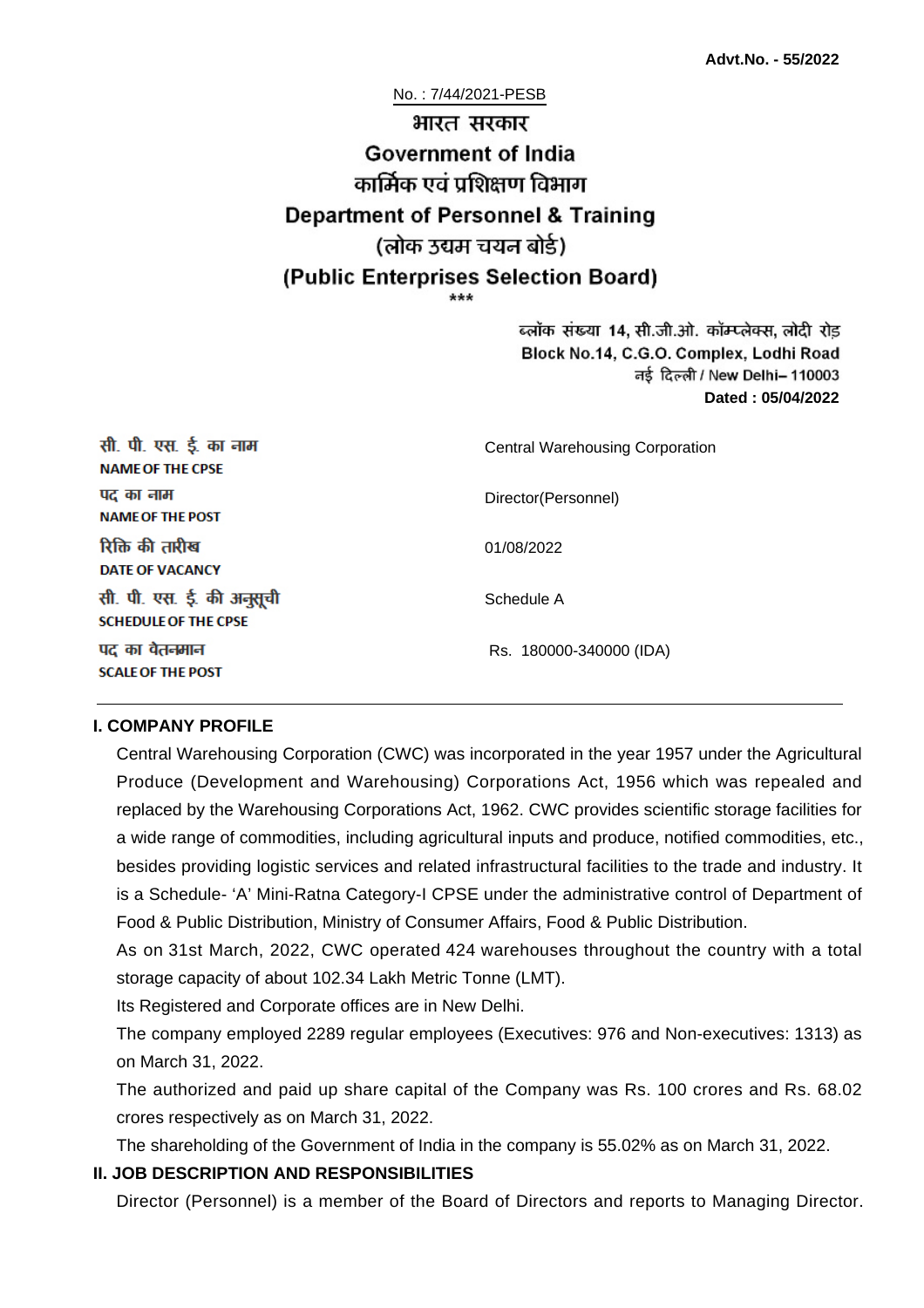**Advt.No. - 55/2022**

No. : 7/44/2021-PESB

# भारत सरकार
# Government of India
## कार्मिक एवं प्रशिक्षण विभाग
## Department of Personnel & Training
## (लोक उद्यम चयन बोर्ड)
## (Public Enterprises Selection Board)

\*\*\*

ब्लॉक संख्या 14, सी.जी.ओ. कॉम्प्लेक्स, लोदी रोड
Block No.14, C.G.O. Complex, Lodhi Road
नई दिल्ली / New Delhi– 110003
**Dated : 05/04/2022**

| | |
|---|---|
| सी. पी. एस. ई. का नाम<br>**NAME OF THE CPSE** | Central Warehousing Corporation |
| पद का नाम<br>**NAME OF THE POST** | Director(Personnel) |
| रिक्ति की तारीख<br>**DATE OF VACANCY** | 01/08/2022 |
| सी. पी. एस. ई. की अनुसूची<br>**SCHEDULE OF THE CPSE** | Schedule A |
| पद का वेतनमान<br>**SCALE OF THE POST** | Rs. 180000-340000 (IDA) |

### I. COMPANY PROFILE

Central Warehousing Corporation (CWC) was incorporated in the year 1957 under the Agricultural Produce (Development and Warehousing) Corporations Act, 1956 which was repealed and replaced by the Warehousing Corporations Act, 1962. CWC provides scientific storage facilities for a wide range of commodities, including agricultural inputs and produce, notified commodities, etc., besides providing logistic services and related infrastructural facilities to the trade and industry. It is a Schedule- 'A' Mini-Ratna Category-I CPSE under the administrative control of Department of Food & Public Distribution, Ministry of Consumer Affairs, Food & Public Distribution.

As on 31st March, 2022, CWC operated 424 warehouses throughout the country with a total storage capacity of about 102.34 Lakh Metric Tonne (LMT).

Its Registered and Corporate offices are in New Delhi.

The company employed 2289 regular employees (Executives: 976 and Non-executives: 1313) as on March 31, 2022.

The authorized and paid up share capital of the Company was Rs. 100 crores and Rs. 68.02 crores respectively as on March 31, 2022.

The shareholding of the Government of India in the company is 55.02% as on March 31, 2022.

### II. JOB DESCRIPTION AND RESPONSIBILITIES

Director (Personnel) is a member of the Board of Directors and reports to Managing Director.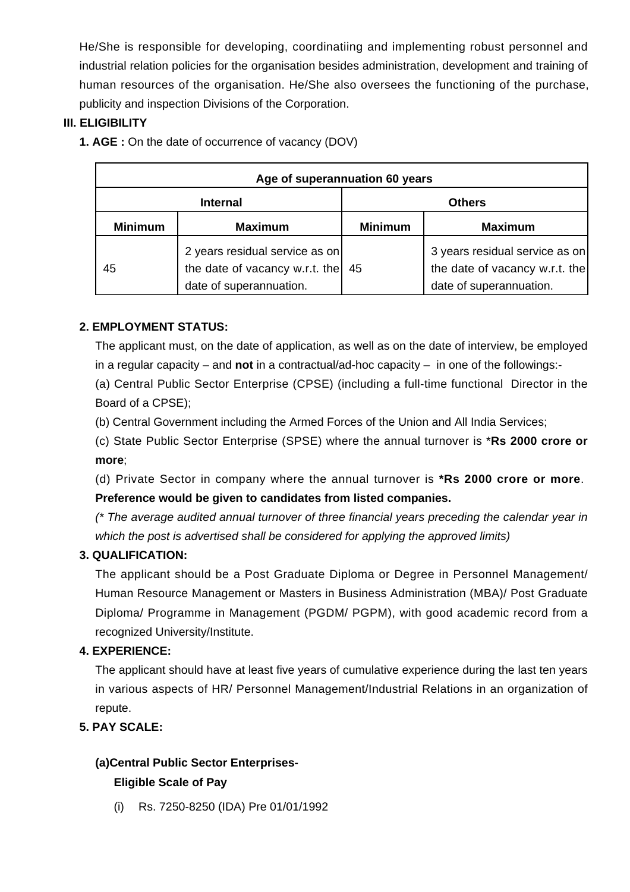He/She is responsible for developing, coordinatiing and implementing robust personnel and industrial relation policies for the organisation besides administration, development and training of human resources of the organisation. He/She also oversees the functioning of the purchase, publicity and inspection Divisions of the Corporation.

**III. ELIGIBILITY**

**1. AGE :** On the date of occurrence of vacancy (DOV)

| Age of superannuation 60 years | | | |
|---|---|---|---|
| **Internal** | | **Others** | |
| **Minimum** | **Maximum** | **Minimum** | **Maximum** |
| 45 | 2 years residual service as on the date of vacancy w.r.t. the date of superannuation. | 45 | 3 years residual service as on the date of vacancy w.r.t. the date of superannuation. |

**2. EMPLOYMENT STATUS:**

The applicant must, on the date of application, as well as on the date of interview, be employed in a regular capacity – and **not** in a contractual/ad-hoc capacity – in one of the followings:-

(a) Central Public Sector Enterprise (CPSE) (including a full-time functional Director in the Board of a CPSE);

(b) Central Government including the Armed Forces of the Union and All India Services;

(c) State Public Sector Enterprise (SPSE) where the annual turnover is ***Rs 2000 crore or more**;

(d) Private Sector in company where the annual turnover is ***Rs 2000 crore or more**. **Preference would be given to candidates from listed companies.**

*(* The average audited annual turnover of three financial years preceding the calendar year in which the post is advertised shall be considered for applying the approved limits)*

**3. QUALIFICATION:**

The applicant should be a Post Graduate Diploma or Degree in Personnel Management/ Human Resource Management or Masters in Business Administration (MBA)/ Post Graduate Diploma/ Programme in Management (PGDM/ PGPM), with good academic record from a recognized University/Institute.

**4. EXPERIENCE:**

The applicant should have at least five years of cumulative experience during the last ten years in various aspects of HR/ Personnel Management/Industrial Relations in an organization of repute.

**5. PAY SCALE:**

**(a)Central Public Sector Enterprises-**

**Eligible Scale of Pay**

(i) Rs. 7250-8250 (IDA) Pre 01/01/1992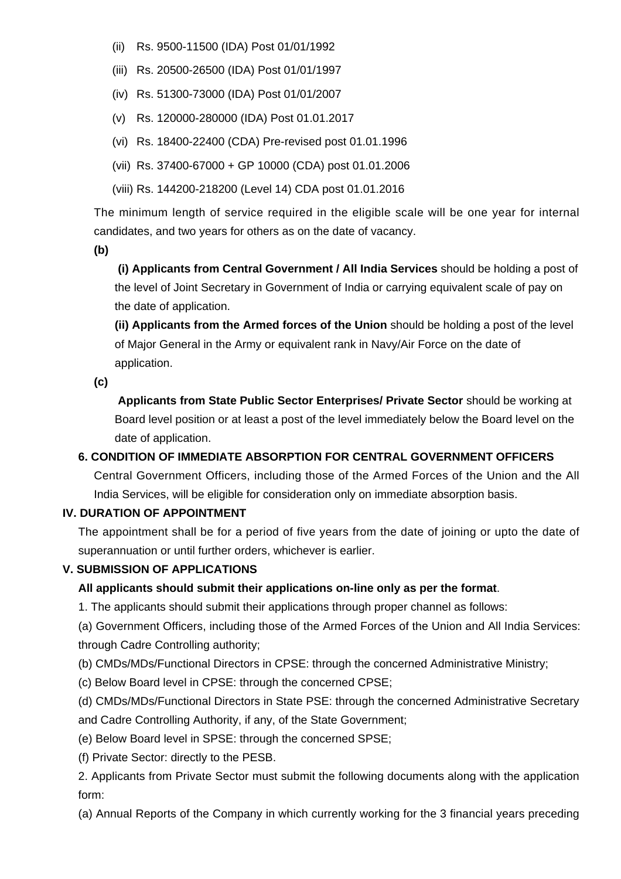(ii) Rs. 9500-11500 (IDA) Post 01/01/1992

(iii) Rs. 20500-26500 (IDA) Post 01/01/1997

(iv) Rs. 51300-73000 (IDA) Post 01/01/2007

(v) Rs. 120000-280000 (IDA) Post 01.01.2017

(vi) Rs. 18400-22400 (CDA) Pre-revised post 01.01.1996

(vii) Rs. 37400-67000 + GP 10000 (CDA) post 01.01.2006

(viii) Rs. 144200-218200 (Level 14) CDA post 01.01.2016

The minimum length of service required in the eligible scale will be one year for internal candidates, and two years for others as on the date of vacancy.

**(b)**

**(i) Applicants from Central Government / All India Services** should be holding a post of the level of Joint Secretary in Government of India or carrying equivalent scale of pay on the date of application.

**(ii) Applicants from the Armed forces of the Union** should be holding a post of the level of Major General in the Army or equivalent rank in Navy/Air Force on the date of application.

**(c)**

**Applicants from State Public Sector Enterprises/ Private Sector** should be working at Board level position or at least a post of the level immediately below the Board level on the date of application.

**6. CONDITION OF IMMEDIATE ABSORPTION FOR CENTRAL GOVERNMENT OFFICERS**

Central Government Officers, including those of the Armed Forces of the Union and the All India Services, will be eligible for consideration only on immediate absorption basis.

## IV. DURATION OF APPOINTMENT

The appointment shall be for a period of five years from the date of joining or upto the date of superannuation or until further orders, whichever is earlier.

## V. SUBMISSION OF APPLICATIONS

**All applicants should submit their applications on-line only as per the format**.

1. The applicants should submit their applications through proper channel as follows:

(a) Government Officers, including those of the Armed Forces of the Union and All India Services: through Cadre Controlling authority;

(b) CMDs/MDs/Functional Directors in CPSE: through the concerned Administrative Ministry;

(c) Below Board level in CPSE: through the concerned CPSE;

(d) CMDs/MDs/Functional Directors in State PSE: through the concerned Administrative Secretary and Cadre Controlling Authority, if any, of the State Government;

(e) Below Board level in SPSE: through the concerned SPSE;

(f) Private Sector: directly to the PESB.

2. Applicants from Private Sector must submit the following documents along with the application form:

(a) Annual Reports of the Company in which currently working for the 3 financial years preceding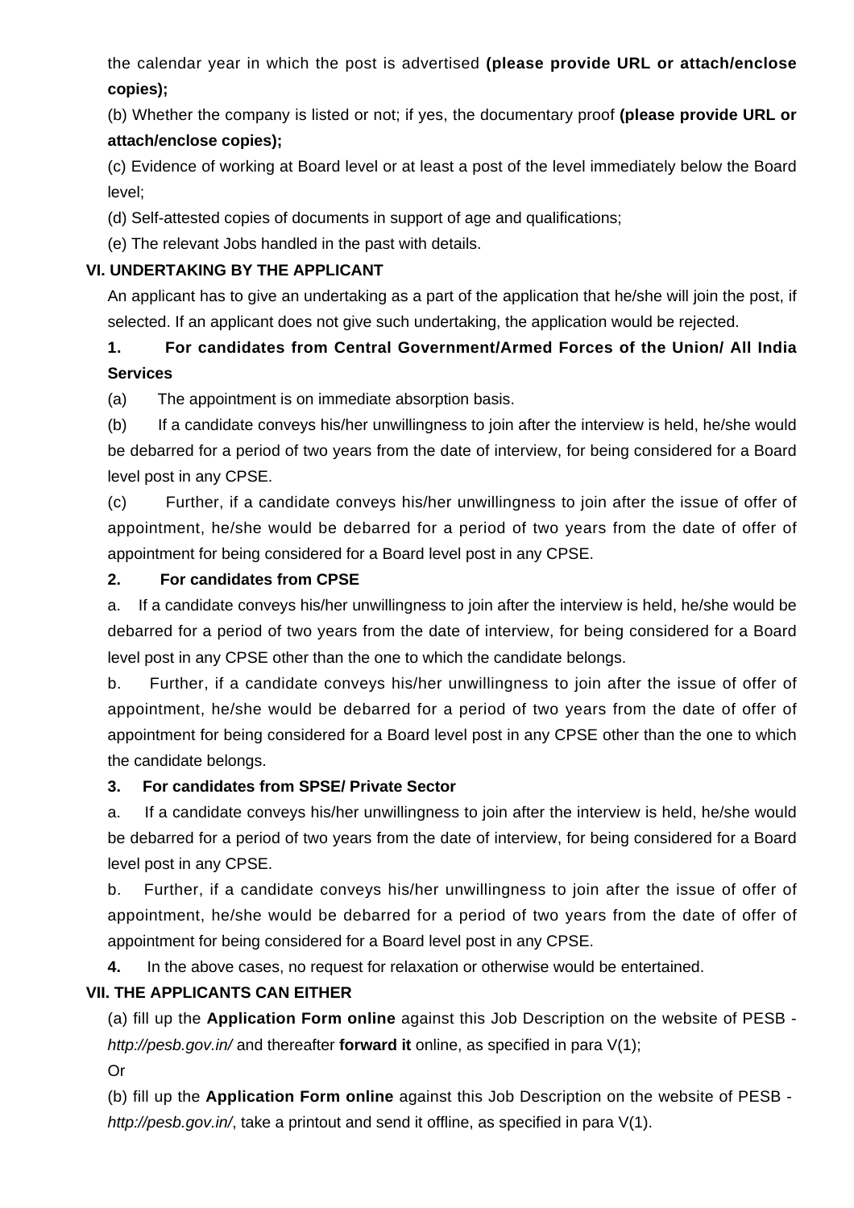the calendar year in which the post is advertised **(please provide URL or attach/enclose copies);**

(b) Whether the company is listed or not; if yes, the documentary proof **(please provide URL or attach/enclose copies);**

(c) Evidence of working at Board level or at least a post of the level immediately below the Board level;

(d) Self-attested copies of documents in support of age and qualifications;

(e) The relevant Jobs handled in the past with details.

## VI. UNDERTAKING BY THE APPLICANT

An applicant has to give an undertaking as a part of the application that he/she will join the post, if selected. If an applicant does not give such undertaking, the application would be rejected.

**1. For candidates from Central Government/Armed Forces of the Union/ All India Services**

(a) The appointment is on immediate absorption basis.

(b) If a candidate conveys his/her unwillingness to join after the interview is held, he/she would be debarred for a period of two years from the date of interview, for being considered for a Board level post in any CPSE.

(c) Further, if a candidate conveys his/her unwillingness to join after the issue of offer of appointment, he/she would be debarred for a period of two years from the date of offer of appointment for being considered for a Board level post in any CPSE.

**2. For candidates from CPSE**

a. If a candidate conveys his/her unwillingness to join after the interview is held, he/she would be debarred for a period of two years from the date of interview, for being considered for a Board level post in any CPSE other than the one to which the candidate belongs.

b. Further, if a candidate conveys his/her unwillingness to join after the issue of offer of appointment, he/she would be debarred for a period of two years from the date of offer of appointment for being considered for a Board level post in any CPSE other than the one to which the candidate belongs.

**3. For candidates from SPSE/ Private Sector**

a. If a candidate conveys his/her unwillingness to join after the interview is held, he/she would be debarred for a period of two years from the date of interview, for being considered for a Board level post in any CPSE.

b. Further, if a candidate conveys his/her unwillingness to join after the issue of offer of appointment, he/she would be debarred for a period of two years from the date of offer of appointment for being considered for a Board level post in any CPSE.

**4.** In the above cases, no request for relaxation or otherwise would be entertained.

## VII. THE APPLICANTS CAN EITHER

(a) fill up the **Application Form online** against this Job Description on the website of PESB - *http://pesb.gov.in/* and thereafter **forward it** online, as specified in para V(1);

Or

(b) fill up the **Application Form online** against this Job Description on the website of PESB - *http://pesb.gov.in/*, take a printout and send it offline, as specified in para V(1).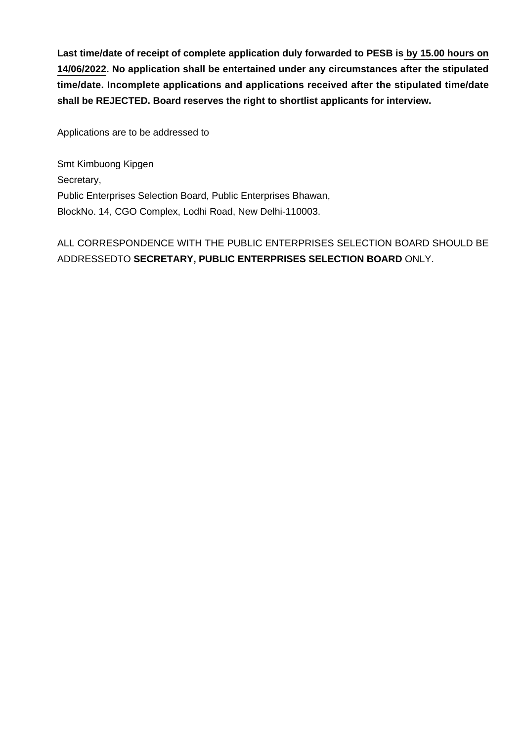**Last time/date of receipt of complete application duly forwarded to PESB is by 15.00 hours on 14/06/2022. No application shall be entertained under any circumstances after the stipulated time/date. Incomplete applications and applications received after the stipulated time/date shall be REJECTED. Board reserves the right to shortlist applicants for interview.**

Applications are to be addressed to

Smt Kimbuong Kipgen
Secretary,
Public Enterprises Selection Board, Public Enterprises Bhawan,
BlockNo. 14, CGO Complex, Lodhi Road, New Delhi-110003.

ALL CORRESPONDENCE WITH THE PUBLIC ENTERPRISES SELECTION BOARD SHOULD BE ADDRESSEDTO **SECRETARY, PUBLIC ENTERPRISES SELECTION BOARD** ONLY.